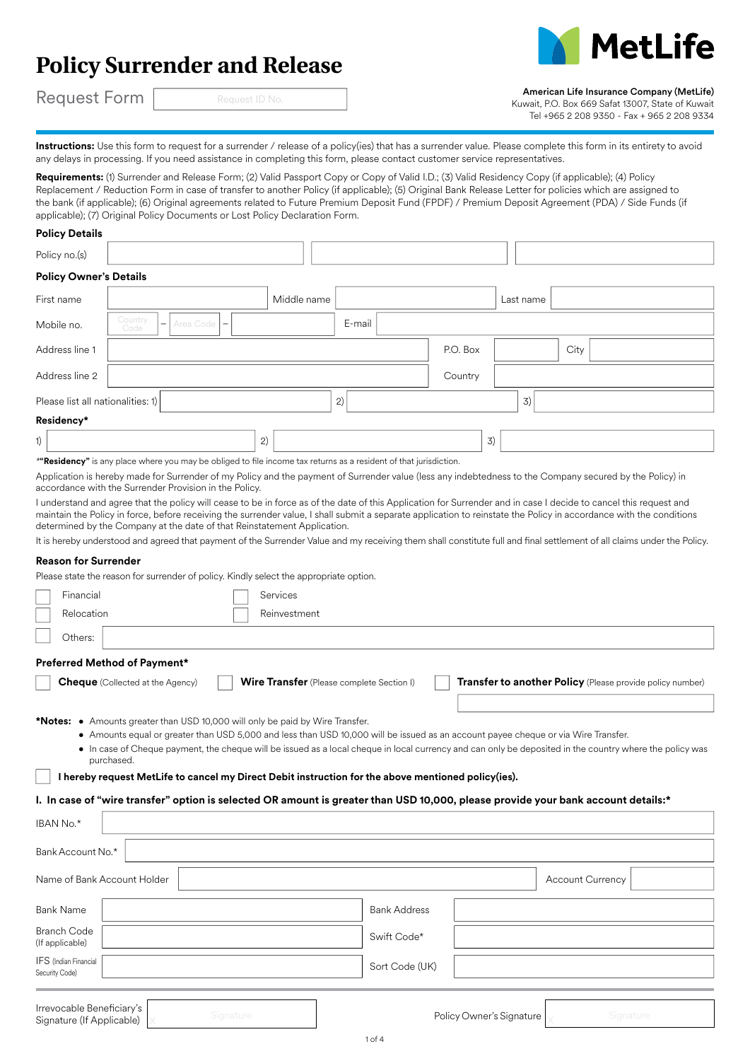# Policy Surrender and Release

Request Form | Request ID No. |

**MetLife**

**American Life Insurance Company (MetLife)**
Kuwait, P.O. Box 669 Safat 13007, State of Kuwait
Tel +965 2 208 9350 - Fax + 965 2 208 9334

**Instructions:** Use this form to request for a surrender / release of a policy(ies) that has a surrender value. Please complete this form in its entirety to avoid any delays in processing. If you need assistance in completing this form, please contact customer service representatives.

**Requirements:** (1) Surrender and Release Form; (2) Valid Passport Copy or Copy of Valid I.D.; (3) Valid Residency Copy (if applicable); (4) Policy Replacement / Reduction Form in case of transfer to another Policy (if applicable); (5) Original Bank Release Letter for policies which are assigned to the bank (if applicable); (6) Original agreements related to Future Premium Deposit Fund (FPDF) / Premium Deposit Agreement (PDA) / Side Funds (if applicable); (7) Original Policy Documents or Lost Policy Declaration Form.

### Policy Details

Policy no.(s) ______ ______ ______

### Policy Owner's Details

First name ______ Middle name ______ Last name ______

Mobile no. Country Code – Area Code – ______ E-mail ______

Address line 1 ______ P.O. Box ______ City ______

Address line 2 ______ Country ______

Please list all nationalities: 1) ______ 2) ______ 3) ______

**Residency***

1) ______ 2) ______ 3) ______

*"**Residency**" is any place where you may be obliged to file income tax returns as a resident of that jurisdiction.

Application is hereby made for Surrender of my Policy and the payment of Surrender value (less any indebtedness to the Company secured by the Policy) in accordance with the Surrender Provision in the Policy.

I understand and agree that the policy will cease to be in force as of the date of this Application for Surrender and in case I decide to cancel this request and maintain the Policy in force, before receiving the surrender value, I shall submit a separate application to reinstate the Policy in accordance with the conditions determined by the Company at the date of that Reinstatement Application.

It is hereby understood and agreed that payment of the Surrender Value and my receiving them shall constitute full and final settlement of all claims under the Policy.

### Reason for Surrender

Please state the reason for surrender of policy. Kindly select the appropriate option.

- ☐ Financial
- ☐ Services
- ☐ Relocation
- ☐ Reinvestment
- ☐ Others: ______

### Preferred Method of Payment*

- ☐ **Cheque** (Collected at the Agency)
- ☐ **Wire Transfer** (Please complete Section I)
- ☐ **Transfer to another Policy** (Please provide policy number) ______

***Notes:**
- Amounts greater than USD 10,000 will only be paid by Wire Transfer.
- Amounts equal or greater than USD 5,000 and less than USD 10,000 will be issued as an account payee cheque or via Wire Transfer.
- In case of Cheque payment, the cheque will be issued as a local cheque in local currency and can only be deposited in the country where the policy was purchased.

☐ **I hereby request MetLife to cancel my Direct Debit instruction for the above mentioned policy(ies).**

### I. In case of "wire transfer" option is selected OR amount is greater than USD 10,000, please provide your bank account details:*

IBAN No.* ______

Bank Account No.* ______

Name of Bank Account Holder ______ Account Currency ______

Bank Name ______ Bank Address ______

Branch Code (If applicable) ______ Swift Code* ______

IFS (Indian Financial Security Code) ______ Sort Code (UK) ______

Irrevocable Beneficiary's Signature (If Applicable) ______ Policy Owner's Signature ______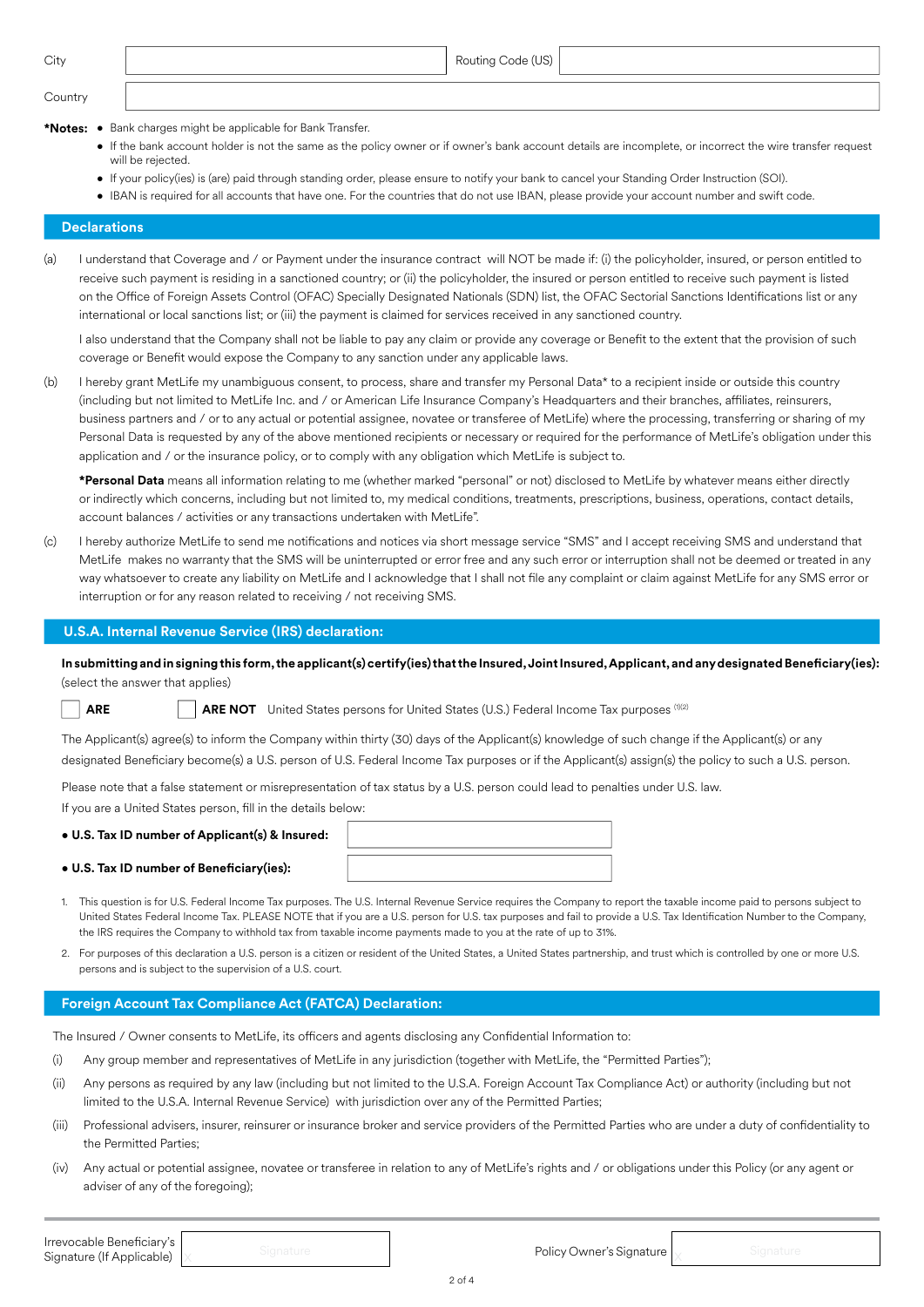| City | | Routing Code (US) | |
|---|---|---|---|
| Country | | | |

**\*Notes:**
- Bank charges might be applicable for Bank Transfer.
- If the bank account holder is not the same as the policy owner or if owner's bank account details are incomplete, or incorrect the wire transfer request will be rejected.
- If your policy(ies) is (are) paid through standing order, please ensure to notify your bank to cancel your Standing Order Instruction (SOI).
- IBAN is required for all accounts that have one. For the countries that do not use IBAN, please provide your account number and swift code.

## Declarations

(a) I understand that Coverage and / or Payment under the insurance contract will NOT be made if: (i) the policyholder, insured, or person entitled to receive such payment is residing in a sanctioned country; or (ii) the policyholder, the insured or person entitled to receive such payment is listed on the Office of Foreign Assets Control (OFAC) Specially Designated Nationals (SDN) list, the OFAC Sectorial Sanctions Identifications list or any international or local sanctions list; or (iii) the payment is claimed for services received in any sanctioned country.

I also understand that the Company shall not be liable to pay any claim or provide any coverage or Benefit to the extent that the provision of such coverage or Benefit would expose the Company to any sanction under any applicable laws.

(b) I hereby grant MetLife my unambiguous consent, to process, share and transfer my Personal Data* to a recipient inside or outside this country (including but not limited to MetLife Inc. and / or American Life Insurance Company's Headquarters and their branches, affiliates, reinsurers, business partners and / or to any actual or potential assignee, novatee or transferee of MetLife) where the processing, transferring or sharing of my Personal Data is requested by any of the above mentioned recipients or necessary or required for the performance of MetLife's obligation under this application and / or the insurance policy, or to comply with any obligation which MetLife is subject to.

**\*Personal Data** means all information relating to me (whether marked "personal" or not) disclosed to MetLife by whatever means either directly or indirectly which concerns, including but not limited to, my medical conditions, treatments, prescriptions, business, operations, contact details, account balances / activities or any transactions undertaken with MetLife".

(c) I hereby authorize MetLife to send me notifications and notices via short message service "SMS" and I accept receiving SMS and understand that MetLife makes no warranty that the SMS will be uninterrupted or error free and any such error or interruption shall not be deemed or treated in any way whatsoever to create any liability on MetLife and I acknowledge that I shall not file any complaint or claim against MetLife for any SMS error or interruption or for any reason related to receiving / not receiving SMS.

## U.S.A. Internal Revenue Service (IRS) declaration:

**In submitting and in signing this form, the applicant(s) certify(ies) that the Insured, Joint Insured, Applicant, and any designated Beneficiary(ies):** (select the answer that applies)

☐ **ARE** ☐ **ARE NOT** United States persons for United States (U.S.) Federal Income Tax purposes [(1)(2)]

The Applicant(s) agree(s) to inform the Company within thirty (30) days of the Applicant(s) knowledge of such change if the Applicant(s) or any designated Beneficiary become(s) a U.S. person of U.S. Federal Income Tax purposes or if the Applicant(s) assign(s) the policy to such a U.S. person.

Please note that a false statement or misrepresentation of tax status by a U.S. person could lead to penalties under U.S. law.

If you are a United States person, fill in the details below:

- **U.S. Tax ID number of Applicant(s) & Insured:** ____________
- **U.S. Tax ID number of Beneficiary(ies):** ____________

1. This question is for U.S. Federal Income Tax purposes. The U.S. Internal Revenue Service requires the Company to report the taxable income paid to persons subject to United States Federal Income Tax. PLEASE NOTE that if you are a U.S. person for U.S. tax purposes and fail to provide a U.S. Tax Identification Number to the Company, the IRS requires the Company to withhold tax from taxable income payments made to you at the rate of up to 31%.
2. For purposes of this declaration a U.S. person is a citizen or resident of the United States, a United States partnership, and trust which is controlled by one or more U.S. persons and is subject to the supervision of a U.S. court.

## Foreign Account Tax Compliance Act (FATCA) Declaration:

The Insured / Owner consents to MetLife, its officers and agents disclosing any Confidential Information to:

(i) Any group member and representatives of MetLife in any jurisdiction (together with MetLife, the "Permitted Parties");

(ii) Any persons as required by any law (including but not limited to the U.S.A. Foreign Account Tax Compliance Act) or authority (including but not limited to the U.S.A. Internal Revenue Service) with jurisdiction over any of the Permitted Parties;

(iii) Professional advisers, insurer, reinsurer or insurance broker and service providers of the Permitted Parties who are under a duty of confidentiality to the Permitted Parties;

(iv) Any actual or potential assignee, novatee or transferee in relation to any of MetLife's rights and / or obligations under this Policy (or any agent or adviser of any of the foregoing);

| Irrevocable Beneficiary's Signature (If Applicable) | X Signature | Policy Owner's Signature | Signature |
|---|---|---|---|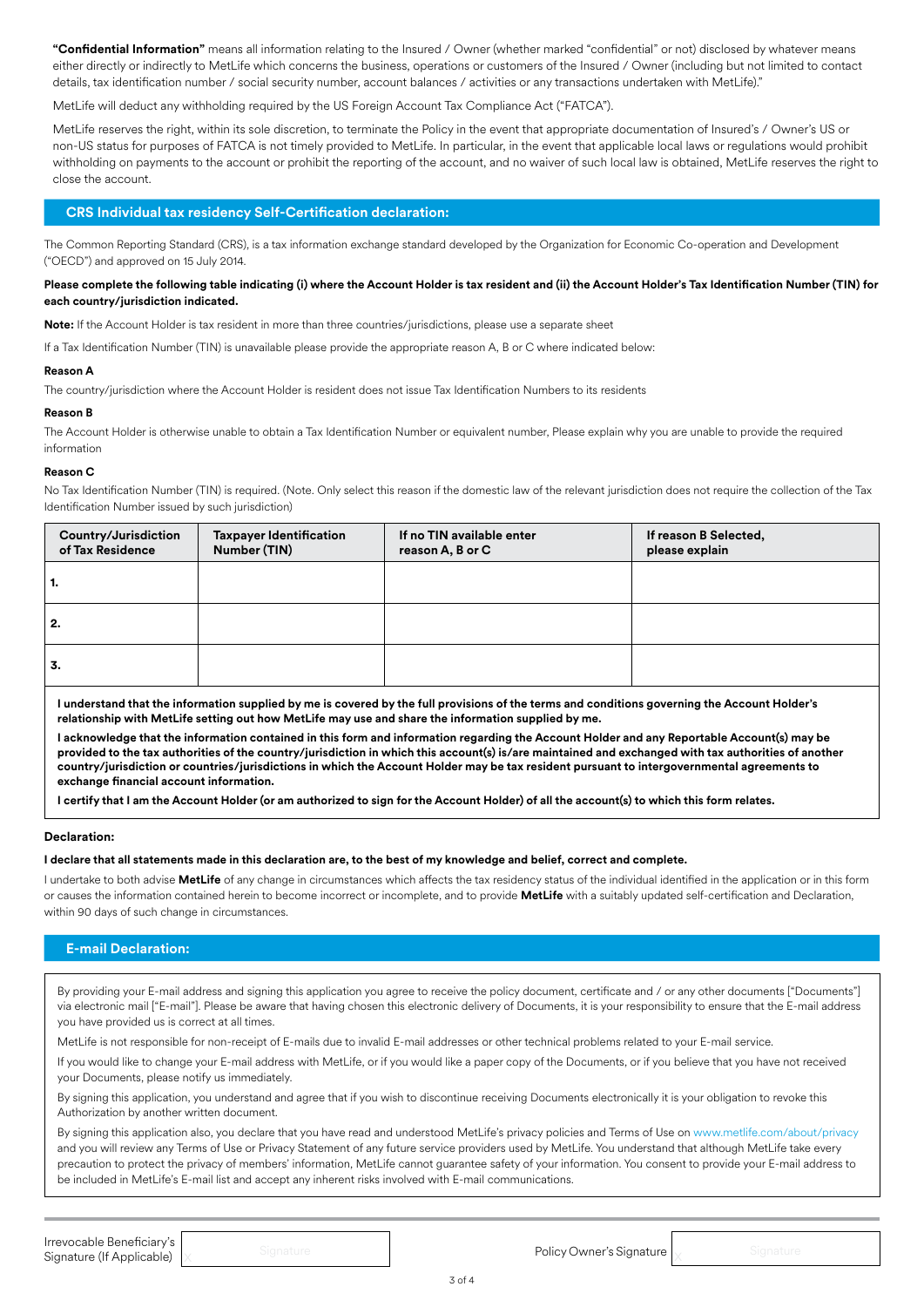**"Confidential Information"** means all information relating to the Insured / Owner (whether marked "confidential" or not) disclosed by whatever means either directly or indirectly to MetLife which concerns the business, operations or customers of the Insured / Owner (including but not limited to contact details, tax identification number / social security number, account balances / activities or any transactions undertaken with MetLife)."

MetLife will deduct any withholding required by the US Foreign Account Tax Compliance Act ("FATCA").

MetLife reserves the right, within its sole discretion, to terminate the Policy in the event that appropriate documentation of Insured's / Owner's US or non-US status for purposes of FATCA is not timely provided to MetLife. In particular, in the event that applicable local laws or regulations would prohibit withholding on payments to the account or prohibit the reporting of the account, and no waiver of such local law is obtained, MetLife reserves the right to close the account.

## CRS Individual tax residency Self-Certification declaration:

The Common Reporting Standard (CRS), is a tax information exchange standard developed by the Organization for Economic Co-operation and Development ("OECD") and approved on 15 July 2014.

**Please complete the following table indicating (i) where the Account Holder is tax resident and (ii) the Account Holder's Tax Identification Number (TIN) for each country/jurisdiction indicated.**

**Note:** If the Account Holder is tax resident in more than three countries/jurisdictions, please use a separate sheet

If a Tax Identification Number (TIN) is unavailable please provide the appropriate reason A, B or C where indicated below:

**Reason A**

The country/jurisdiction where the Account Holder is resident does not issue Tax Identification Numbers to its residents

**Reason B**

The Account Holder is otherwise unable to obtain a Tax Identification Number or equivalent number, Please explain why you are unable to provide the required information

**Reason C**

No Tax Identification Number (TIN) is required. (Note. Only select this reason if the domestic law of the relevant jurisdiction does not require the collection of the Tax Identification Number issued by such jurisdiction)

| Country/Jurisdiction of Tax Residence | Taxpayer Identification Number (TIN) | If no TIN available enter reason A, B or C | If reason B Selected, please explain |
|---|---|---|---|
| 1. | | | |
| 2. | | | |
| 3. | | | |

**I understand that the information supplied by me is covered by the full provisions of the terms and conditions governing the Account Holder's relationship with MetLife setting out how MetLife may use and share the information supplied by me.**

**I acknowledge that the information contained in this form and information regarding the Account Holder and any Reportable Account(s) may be provided to the tax authorities of the country/jurisdiction in which this account(s) is/are maintained and exchanged with tax authorities of another country/jurisdiction or countries/jurisdictions in which the Account Holder may be tax resident pursuant to intergovernmental agreements to exchange financial account information.**

**I certify that I am the Account Holder (or am authorized to sign for the Account Holder) of all the account(s) to which this form relates.**

**Declaration:**

**I declare that all statements made in this declaration are, to the best of my knowledge and belief, correct and complete.**

I undertake to both advise **MetLife** of any change in circumstances which affects the tax residency status of the individual identified in the application or in this form or causes the information contained herein to become incorrect or incomplete, and to provide **MetLife** with a suitably updated self-certification and Declaration, within 90 days of such change in circumstances.

## E-mail Declaration:

By providing your E-mail address and signing this application you agree to receive the policy document, certificate and / or any other documents ["Documents"] via electronic mail ["E-mail"]. Please be aware that having chosen this electronic delivery of Documents, it is your responsibility to ensure that the E-mail address you have provided us is correct at all times.

MetLife is not responsible for non-receipt of E-mails due to invalid E-mail addresses or other technical problems related to your E-mail service.

If you would like to change your E-mail address with MetLife, or if you would like a paper copy of the Documents, or if you believe that you have not received your Documents, please notify us immediately.

By signing this application, you understand and agree that if you wish to discontinue receiving Documents electronically it is your obligation to revoke this Authorization by another written document.

By signing this application also, you declare that you have read and understood MetLife's privacy policies and Terms of Use on www.metlife.com/about/privacy and you will review any Terms of Use or Privacy Statement of any future service providers used by MetLife. You understand that although MetLife take every precaution to protect the privacy of members' information, MetLife cannot guarantee safety of your information. You consent to provide your E-mail address to be included in MetLife's E-mail list and accept any inherent risks involved with E-mail communications.

Irrevocable Beneficiary's Signature (If Applicable) X Signature

Policy Owner's Signature X Signature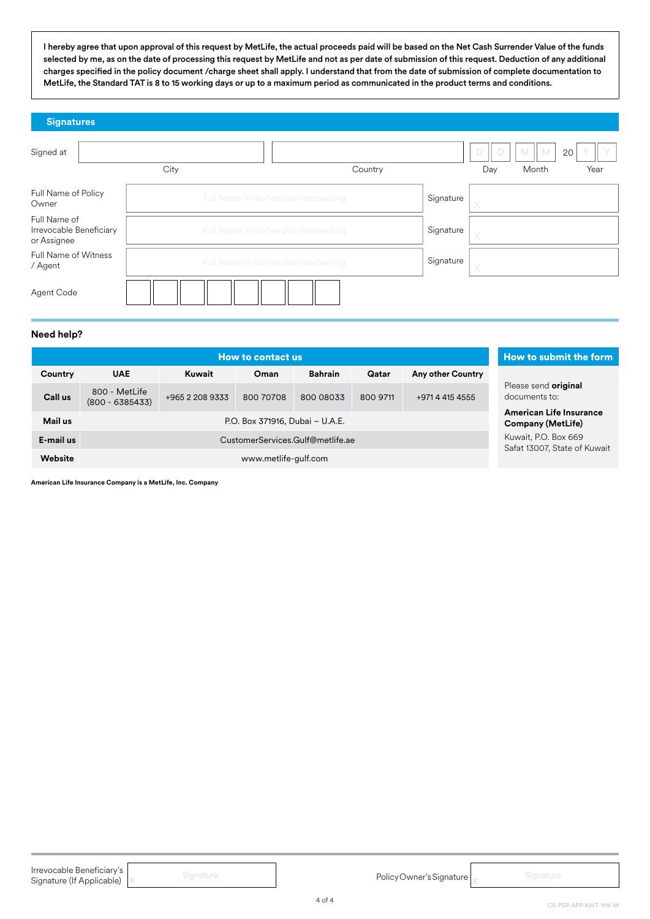**I hereby agree that upon approval of this request by MetLife, the actual proceeds paid will be based on the Net Cash Surrender Value of the funds selected by me, as on the date of processing this request by MetLife and not as per date of submission of this request. Deduction of any additional charges specified in the policy document /charge sheet shall apply. I understand that from the date of submission of complete documentation to MetLife, the Standard TAT is 8 to 15 working days or up to a maximum period as communicated in the product terms and conditions.**

## Signatures

Signed at ______________ ______________ D D M M 20 Y Y

City | Country | Day | Month | Year

| | | | |
|---|---|---|---|
| Full Name of Policy Owner | Full Name in his/her own handwriting | Signature | X |
| Full Name of Irrevocable Beneficiary or Assignee | Full Name in his/her own handwriting | Signature | X |
| Full Name of Witness / Agent | Full Name in his/her own handwriting | Signature | X |

Agent Code ☐☐☐☐☐☐☐☐

### Need help?

| How to contact us | | | | | | |
|---|---|---|---|---|---|---|
| **Country** | **UAE** | **Kuwait** | **Oman** | **Bahrain** | **Qatar** | **Any other Country** |
| **Call us** | 800 - MetLife (800 - 6385433) | +965 2 208 9333 | 800 70708 | 800 08033 | 800 9711 | +971 4 415 4555 |
| **Mail us** | P.O. Box 371916, Dubai – U.A.E. | | | | | |
| **E-mail us** | CustomerServices.Gulf@metlife.ae | | | | | |
| **Website** | www.metlife-gulf.com | | | | | |

**How to submit the form**

Please send **original** documents to:

**American Life Insurance Company (MetLife)**

Kuwait, P.O. Box 669
Safat 13007, State of Kuwait

**American Life Insurance Company is a MetLife, Inc. Company**

Irrevocable Beneficiary's Signature (If Applicable) X Signature

Policy Owner's Signature X Signature

CS-PSR-APP-KWT-1118-M